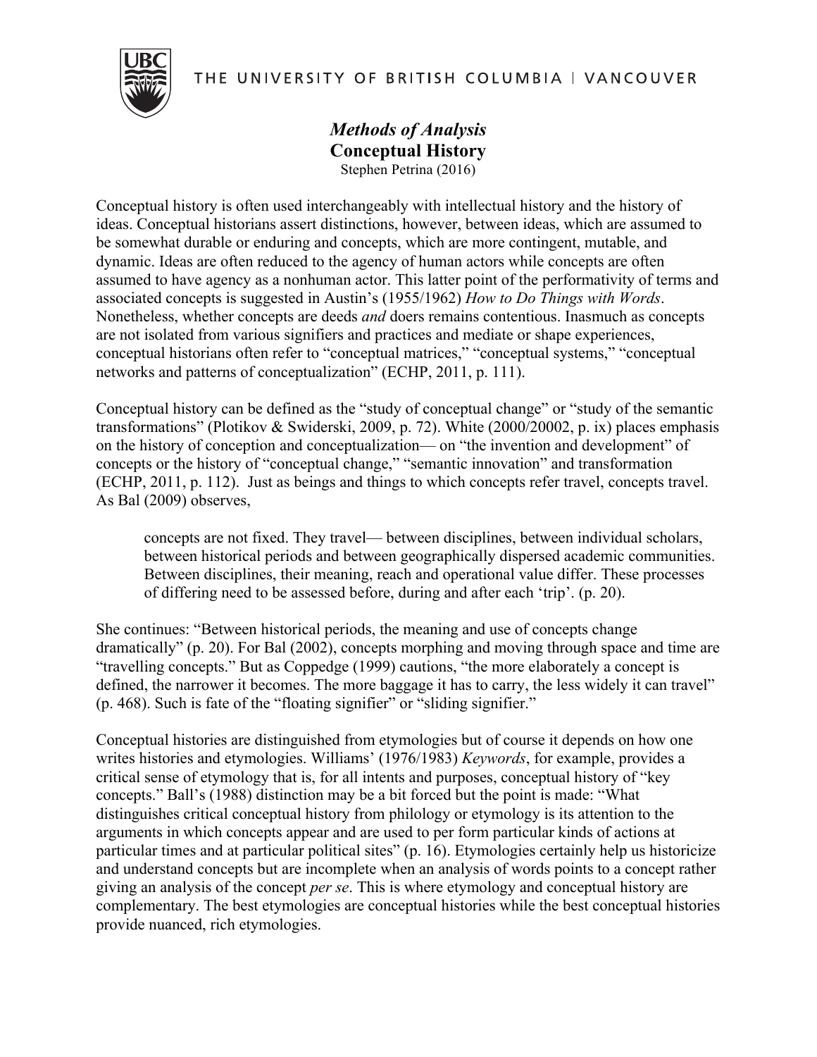THE UNIVERSITY OF BRITISH COLUMBIA | VANCOUVER

# *Methods of Analysis*
## Conceptual History

Stephen Petrina (2016)

Conceptual history is often used interchangeably with intellectual history and the history of ideas. Conceptual historians assert distinctions, however, between ideas, which are assumed to be somewhat durable or enduring and concepts, which are more contingent, mutable, and dynamic. Ideas are often reduced to the agency of human actors while concepts are often assumed to have agency as a nonhuman actor. This latter point of the performativity of terms and associated concepts is suggested in Austin's (1955/1962) *How to Do Things with Words*. Nonetheless, whether concepts are deeds *and* doers remains contentious. Inasmuch as concepts are not isolated from various signifiers and practices and mediate or shape experiences, conceptual historians often refer to "conceptual matrices," "conceptual systems," "conceptual networks and patterns of conceptualization" (ECHP, 2011, p. 111).

Conceptual history can be defined as the "study of conceptual change" or "study of the semantic transformations" (Plotikov & Swiderski, 2009, p. 72). White (2000/20002, p. ix) places emphasis on the history of conception and conceptualization— on "the invention and development" of concepts or the history of "conceptual change," "semantic innovation" and transformation (ECHP, 2011, p. 112). Just as beings and things to which concepts refer travel, concepts travel. As Bal (2009) observes,

> concepts are not fixed. They travel— between disciplines, between individual scholars, between historical periods and between geographically dispersed academic communities. Between disciplines, their meaning, reach and operational value differ. These processes of differing need to be assessed before, during and after each 'trip'. (p. 20).

She continues: "Between historical periods, the meaning and use of concepts change dramatically" (p. 20). For Bal (2002), concepts morphing and moving through space and time are "travelling concepts." But as Coppedge (1999) cautions, "the more elaborately a concept is defined, the narrower it becomes. The more baggage it has to carry, the less widely it can travel" (p. 468). Such is fate of the "floating signifier" or "sliding signifier."

Conceptual histories are distinguished from etymologies but of course it depends on how one writes histories and etymologies. Williams' (1976/1983) *Keywords*, for example, provides a critical sense of etymology that is, for all intents and purposes, conceptual history of "key concepts." Ball's (1988) distinction may be a bit forced but the point is made: "What distinguishes critical conceptual history from philology or etymology is its attention to the arguments in which concepts appear and are used to per form particular kinds of actions at particular times and at particular political sites" (p. 16). Etymologies certainly help us historicize and understand concepts but are incomplete when an analysis of words points to a concept rather giving an analysis of the concept *per se*. This is where etymology and conceptual history are complementary. The best etymologies are conceptual histories while the best conceptual histories provide nuanced, rich etymologies.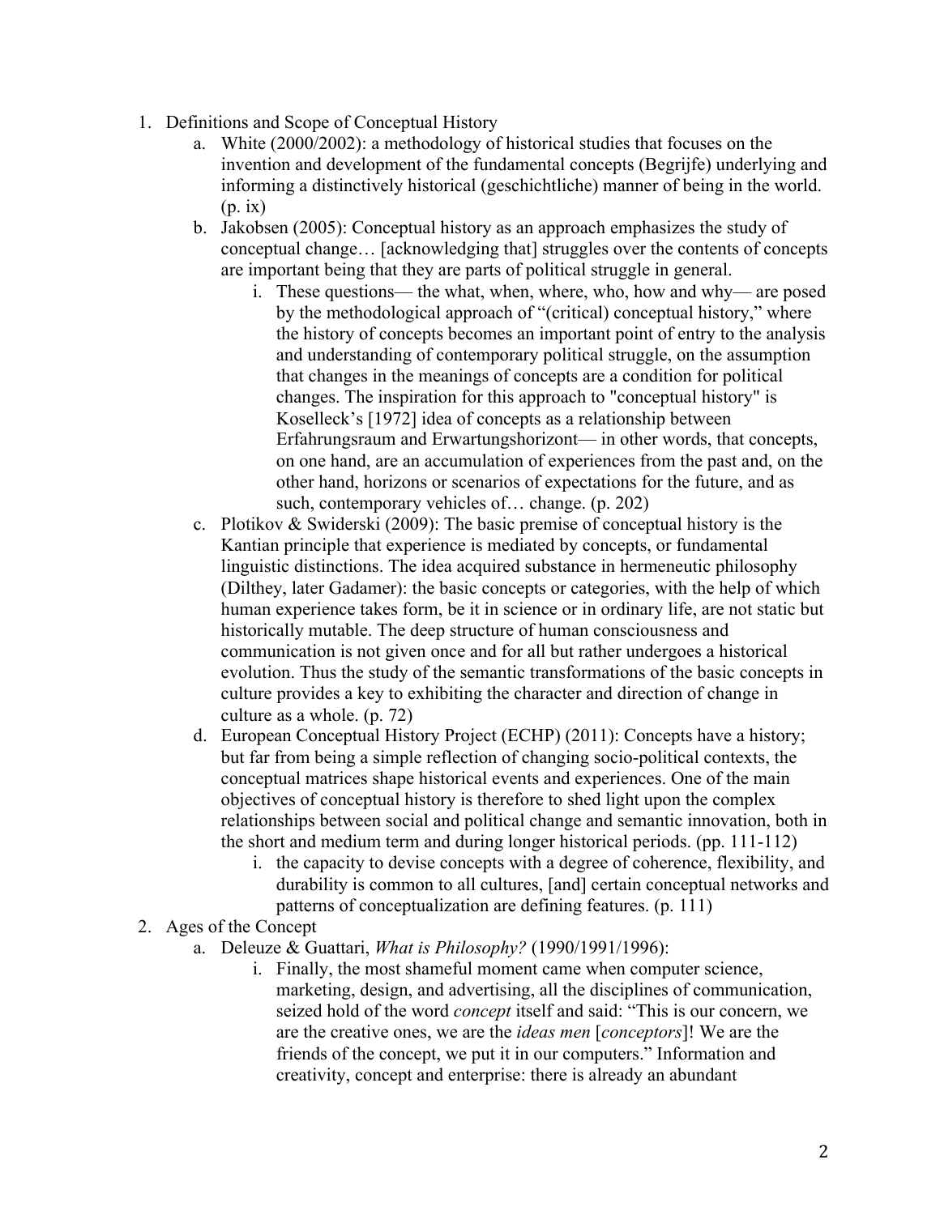1. Definitions and Scope of Conceptual History
    a. White (2000/2002): a methodology of historical studies that focuses on the invention and development of the fundamental concepts (Begrijfe) underlying and informing a distinctively historical (geschichtliche) manner of being in the world. (p. ix)
    b. Jakobsen (2005): Conceptual history as an approach emphasizes the study of conceptual change… [acknowledging that] struggles over the contents of concepts are important being that they are parts of political struggle in general.
        i. These questions— the what, when, where, who, how and why— are posed by the methodological approach of "(critical) conceptual history," where the history of concepts becomes an important point of entry to the analysis and understanding of contemporary political struggle, on the assumption that changes in the meanings of concepts are a condition for political changes. The inspiration for this approach to "conceptual history" is Koselleck's [1972] idea of concepts as a relationship between Erfahrungsraum and Erwartungshorizont— in other words, that concepts, on one hand, are an accumulation of experiences from the past and, on the other hand, horizons or scenarios of expectations for the future, and as such, contemporary vehicles of… change. (p. 202)
    c. Plotikov & Swiderski (2009): The basic premise of conceptual history is the Kantian principle that experience is mediated by concepts, or fundamental linguistic distinctions. The idea acquired substance in hermeneutic philosophy (Dilthey, later Gadamer): the basic concepts or categories, with the help of which human experience takes form, be it in science or in ordinary life, are not static but historically mutable. The deep structure of human consciousness and communication is not given once and for all but rather undergoes a historical evolution. Thus the study of the semantic transformations of the basic concepts in culture provides a key to exhibiting the character and direction of change in culture as a whole. (p. 72)
    d. European Conceptual History Project (ECHP) (2011): Concepts have a history; but far from being a simple reflection of changing socio-political contexts, the conceptual matrices shape historical events and experiences. One of the main objectives of conceptual history is therefore to shed light upon the complex relationships between social and political change and semantic innovation, both in the short and medium term and during longer historical periods. (pp. 111-112)
        i. the capacity to devise concepts with a degree of coherence, flexibility, and durability is common to all cultures, [and] certain conceptual networks and patterns of conceptualization are defining features. (p. 111)
2. Ages of the Concept
    a. Deleuze & Guattari, *What is Philosophy?* (1990/1991/1996):
        i. Finally, the most shameful moment came when computer science, marketing, design, and advertising, all the disciplines of communication, seized hold of the word *concept* itself and said: "This is our concern, we are the creative ones, we are the *ideas men* [*conceptors*]! We are the friends of the concept, we put it in our computers." Information and creativity, concept and enterprise: there is already an abundant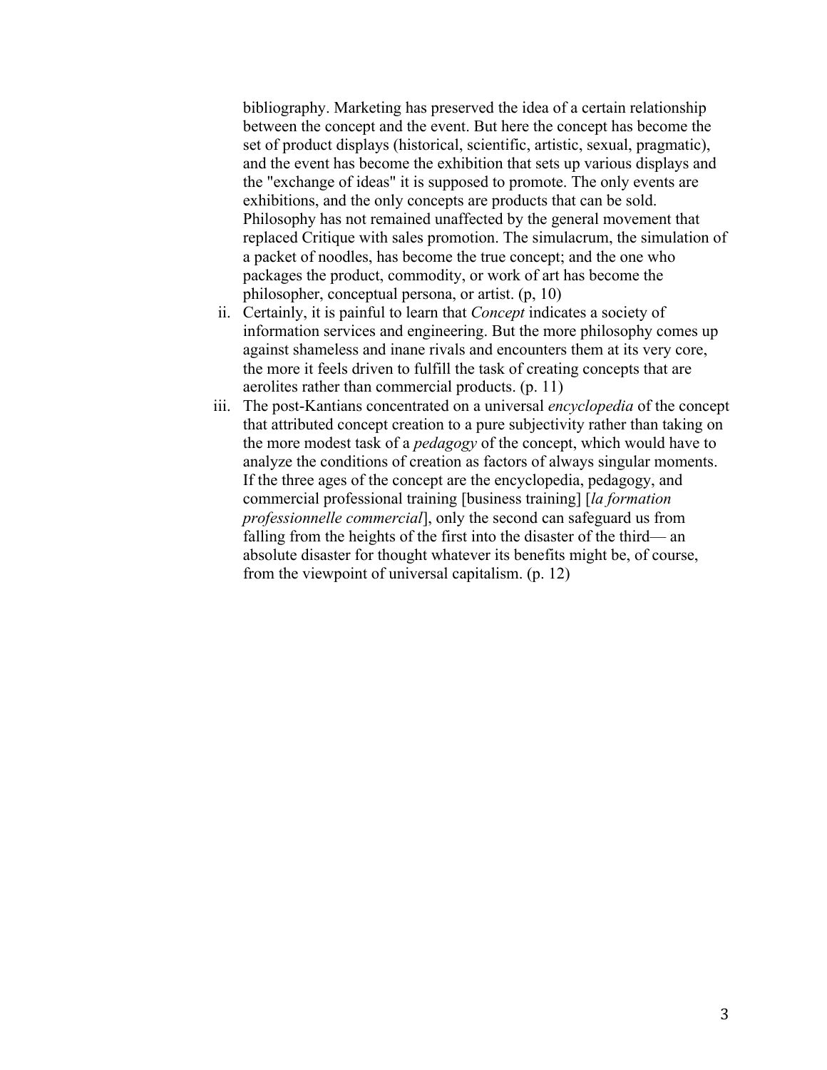bibliography. Marketing has preserved the idea of a certain relationship between the concept and the event. But here the concept has become the set of product displays (historical, scientific, artistic, sexual, pragmatic), and the event has become the exhibition that sets up various displays and the "exchange of ideas" it is supposed to promote. The only events are exhibitions, and the only concepts are products that can be sold. Philosophy has not remained unaffected by the general movement that replaced Critique with sales promotion. The simulacrum, the simulation of a packet of noodles, has become the true concept; and the one who packages the product, commodity, or work of art has become the philosopher, conceptual persona, or artist. (p, 10)

ii. Certainly, it is painful to learn that *Concept* indicates a society of information services and engineering. But the more philosophy comes up against shameless and inane rivals and encounters them at its very core, the more it feels driven to fulfill the task of creating concepts that are aerolites rather than commercial products. (p. 11)

iii. The post-Kantians concentrated on a universal *encyclopedia* of the concept that attributed concept creation to a pure subjectivity rather than taking on the more modest task of a *pedagogy* of the concept, which would have to analyze the conditions of creation as factors of always singular moments. If the three ages of the concept are the encyclopedia, pedagogy, and commercial professional training [business training] [*la formation professionnelle commercial*], only the second can safeguard us from falling from the heights of the first into the disaster of the third— an absolute disaster for thought whatever its benefits might be, of course, from the viewpoint of universal capitalism. (p. 12)